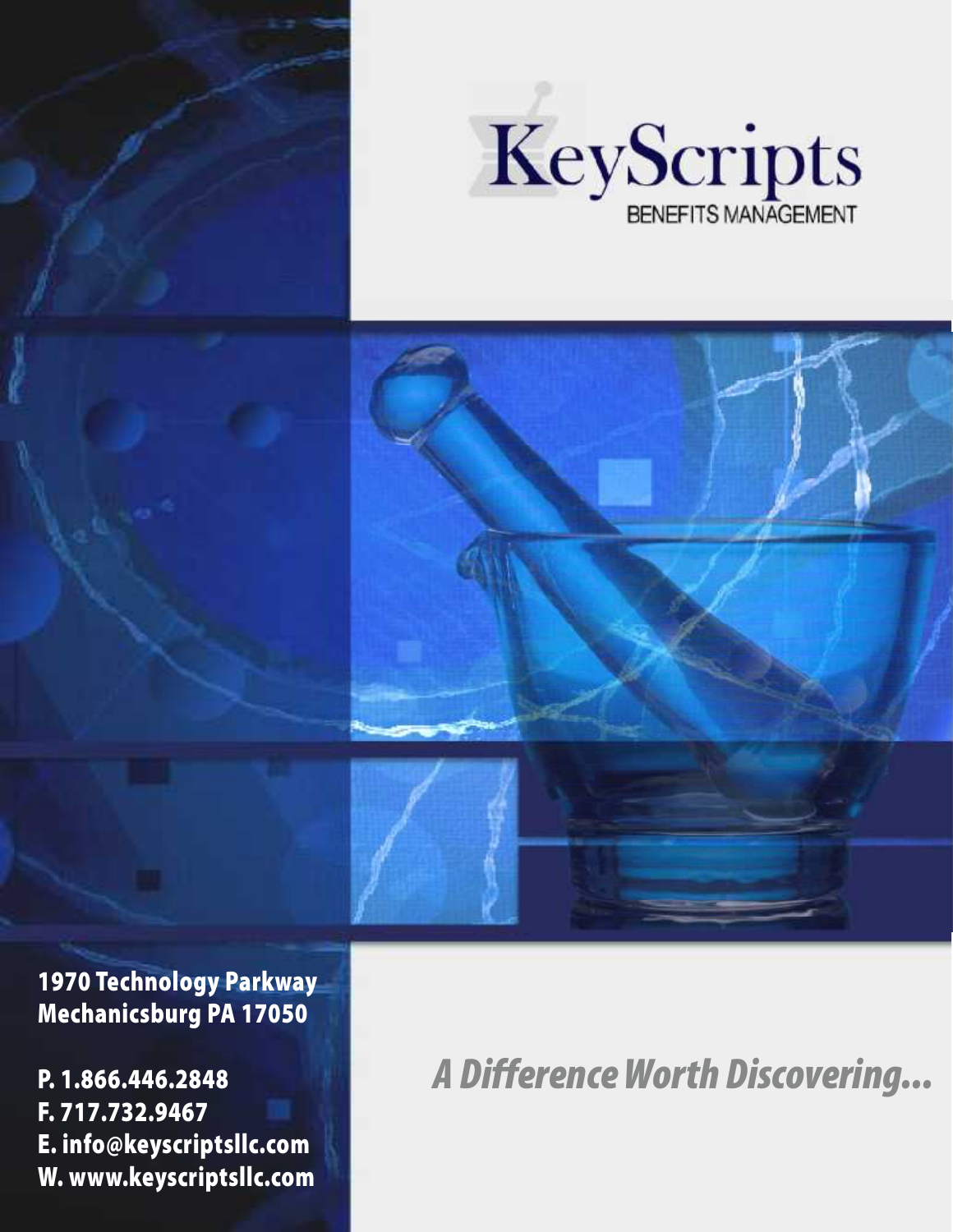# KeyScripts

BENEFITS MANAGEMENT

**1970 Technology Parkway**
**Mechanicsburg PA 17050**

**P. 1.866.446.2848**
**F. 717.732.9467**
**E. info@keyscriptsllc.com**
**W. www.keyscriptsllc.com**

***A Difference Worth Discovering...***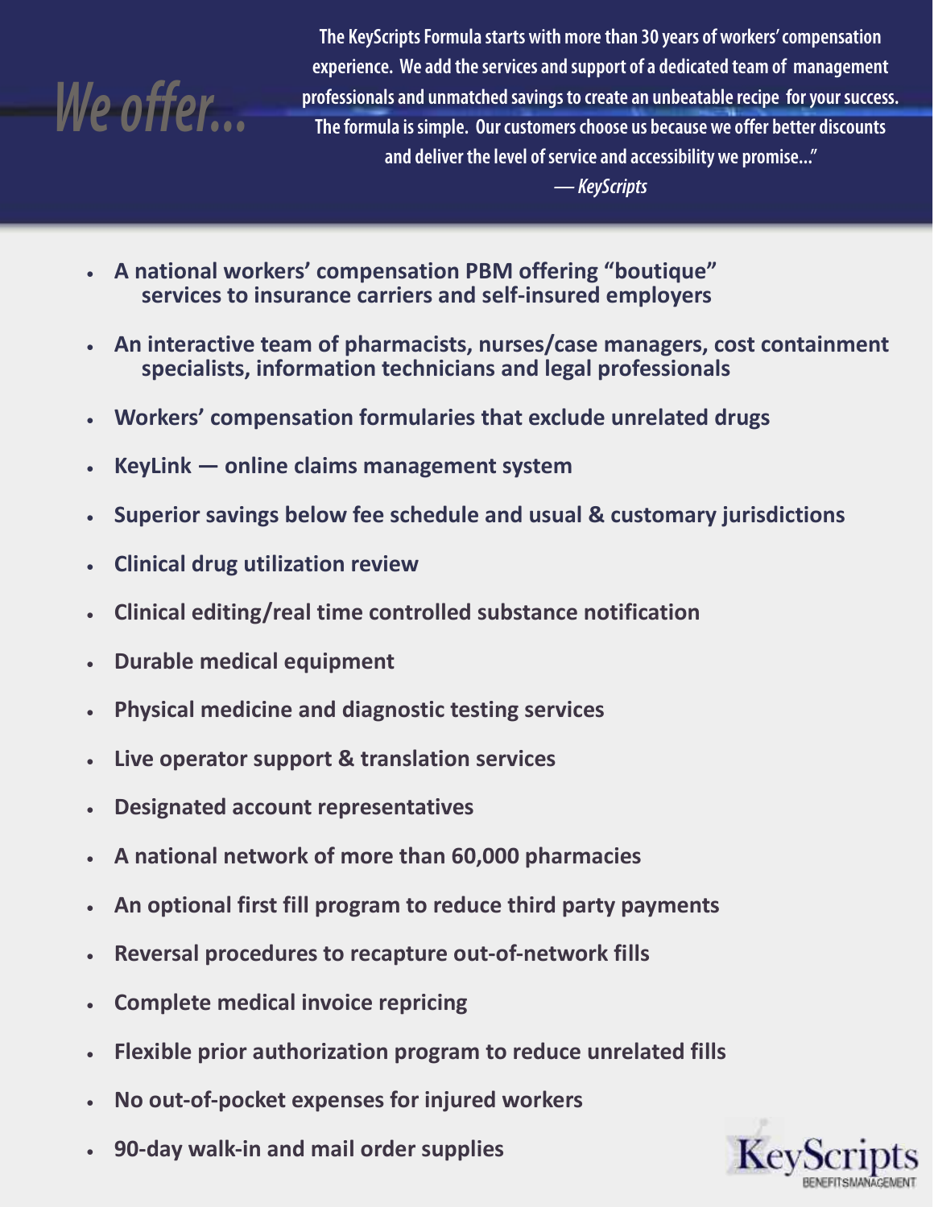# We offer...

> The KeyScripts Formula starts with more than 30 years of workers' compensation experience. We add the services and support of a dedicated team of management professionals and unmatched savings to create an unbeatable recipe for your success. The formula is simple. Our customers choose us because we offer better discounts and deliver the level of service and accessibility we promise..."
>
> *— KeyScripts*

- **A national workers' compensation PBM offering "boutique" services to insurance carriers and self-insured employers**
- **An interactive team of pharmacists, nurses/case managers, cost containment specialists, information technicians and legal professionals**
- **Workers' compensation formularies that exclude unrelated drugs**
- **KeyLink — online claims management system**
- **Superior savings below fee schedule and usual & customary jurisdictions**
- **Clinical drug utilization review**
- **Clinical editing/real time controlled substance notification**
- **Durable medical equipment**
- **Physical medicine and diagnostic testing services**
- **Live operator support & translation services**
- **Designated account representatives**
- **A national network of more than 60,000 pharmacies**
- **An optional first fill program to reduce third party payments**
- **Reversal procedures to recapture out-of-network fills**
- **Complete medical invoice repricing**
- **Flexible prior authorization program to reduce unrelated fills**
- **No out-of-pocket expenses for injured workers**
- **90-day walk-in and mail order supplies**

KeyScripts BENEFITS MANAGEMENT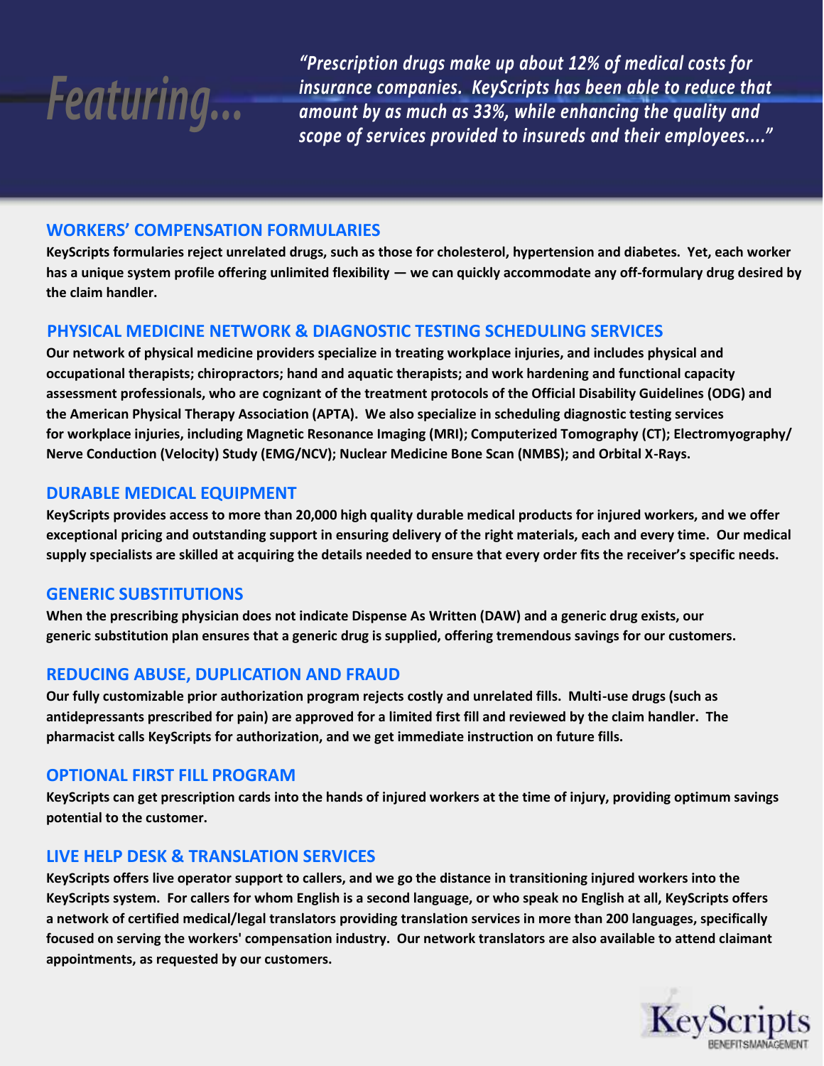# Featuring...

*"Prescription drugs make up about 12% of medical costs for insurance companies. KeyScripts has been able to reduce that amount by as much as 33%, while enhancing the quality and scope of services provided to insureds and their employees...."*

## WORKERS' COMPENSATION FORMULARIES

**KeyScripts formularies reject unrelated drugs, such as those for cholesterol, hypertension and diabetes. Yet, each worker has a unique system profile offering unlimited flexibility — we can quickly accommodate any off-formulary drug desired by the claim handler.**

## PHYSICAL MEDICINE NETWORK & DIAGNOSTIC TESTING SCHEDULING SERVICES

**Our network of physical medicine providers specialize in treating workplace injuries, and includes physical and occupational therapists; chiropractors; hand and aquatic therapists; and work hardening and functional capacity assessment professionals, who are cognizant of the treatment protocols of the Official Disability Guidelines (ODG) and the American Physical Therapy Association (APTA). We also specialize in scheduling diagnostic testing services for workplace injuries, including Magnetic Resonance Imaging (MRI); Computerized Tomography (CT); Electromyography/ Nerve Conduction (Velocity) Study (EMG/NCV); Nuclear Medicine Bone Scan (NMBS); and Orbital X-Rays.**

## DURABLE MEDICAL EQUIPMENT

**KeyScripts provides access to more than 20,000 high quality durable medical products for injured workers, and we offer exceptional pricing and outstanding support in ensuring delivery of the right materials, each and every time. Our medical supply specialists are skilled at acquiring the details needed to ensure that every order fits the receiver's specific needs.**

## GENERIC SUBSTITUTIONS

**When the prescribing physician does not indicate Dispense As Written (DAW) and a generic drug exists, our generic substitution plan ensures that a generic drug is supplied, offering tremendous savings for our customers.**

## REDUCING ABUSE, DUPLICATION AND FRAUD

**Our fully customizable prior authorization program rejects costly and unrelated fills. Multi-use drugs (such as antidepressants prescribed for pain) are approved for a limited first fill and reviewed by the claim handler. The pharmacist calls KeyScripts for authorization, and we get immediate instruction on future fills.**

## OPTIONAL FIRST FILL PROGRAM

**KeyScripts can get prescription cards into the hands of injured workers at the time of injury, providing optimum savings potential to the customer.**

## LIVE HELP DESK & TRANSLATION SERVICES

**KeyScripts offers live operator support to callers, and we go the distance in transitioning injured workers into the KeyScripts system. For callers for whom English is a second language, or who speak no English at all, KeyScripts offers a network of certified medical/legal translators providing translation services in more than 200 languages, specifically focused on serving the workers' compensation industry. Our network translators are also available to attend claimant appointments, as requested by our customers.**

KeyScripts
BENEFITS MANAGEMENT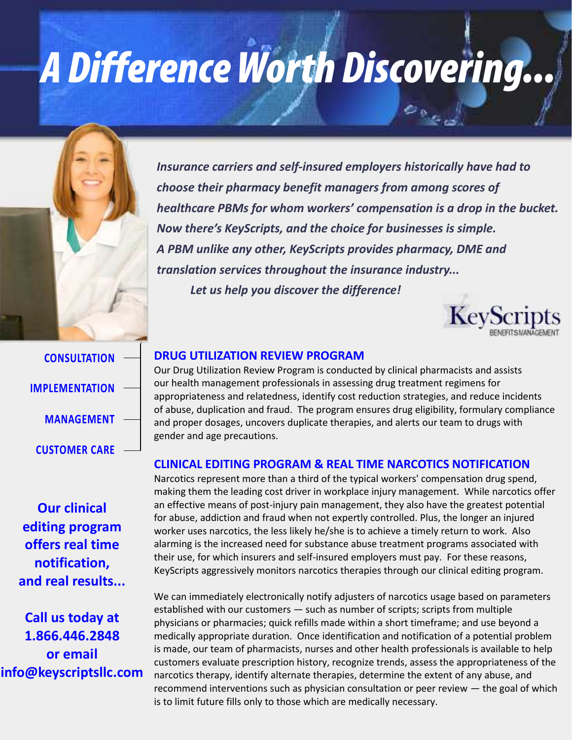# *A Difference Worth Discovering...*

***Insurance carriers and self-insured employers historically have had to choose their pharmacy benefit managers from among scores of healthcare PBMs for whom workers' compensation is a drop in the bucket. Now there's KeyScripts, and the choice for businesses is simple. A PBM unlike any other, KeyScripts provides pharmacy, DME and translation services throughout the insurance industry...***

***Let us help you discover the difference!***

KeyScripts
BENEFITS MANAGEMENT

**CONSULTATION**

**IMPLEMENTATION**

**MANAGEMENT**

**CUSTOMER CARE**

## DRUG UTILIZATION REVIEW PROGRAM

Our Drug Utilization Review Program is conducted by clinical pharmacists and assists our health management professionals in assessing drug treatment regimens for appropriateness and relatedness, identify cost reduction strategies, and reduce incidents of abuse, duplication and fraud. The program ensures drug eligibility, formulary compliance and proper dosages, uncovers duplicate therapies, and alerts our team to drugs with gender and age precautions.

## CLINICAL EDITING PROGRAM & REAL TIME NARCOTICS NOTIFICATION

Narcotics represent more than a third of the typical workers' compensation drug spend, making them the leading cost driver in workplace injury management. While narcotics offer an effective means of post-injury pain management, they also have the greatest potential for abuse, addiction and fraud when not expertly controlled. Plus, the longer an injured worker uses narcotics, the less likely he/she is to achieve a timely return to work. Also alarming is the increased need for substance abuse treatment programs associated with their use, for which insurers and self-insured employers must pay. For these reasons, KeyScripts aggressively monitors narcotics therapies through our clinical editing program.

We can immediately electronically notify adjusters of narcotics usage based on parameters established with our customers — such as number of scripts; scripts from multiple physicians or pharmacies; quick refills made within a short timeframe; and use beyond a medically appropriate duration. Once identification and notification of a potential problem is made, our team of pharmacists, nurses and other health professionals is available to help customers evaluate prescription history, recognize trends, assess the appropriateness of the narcotics therapy, identify alternate therapies, determine the extent of any abuse, and recommend interventions such as physician consultation or peer review — the goal of which is to limit future fills only to those which are medically necessary.

**Our clinical editing program offers real time notification, and real results...**

**Call us today at 1.866.446.2848 or email info@keyscriptsllc.com**